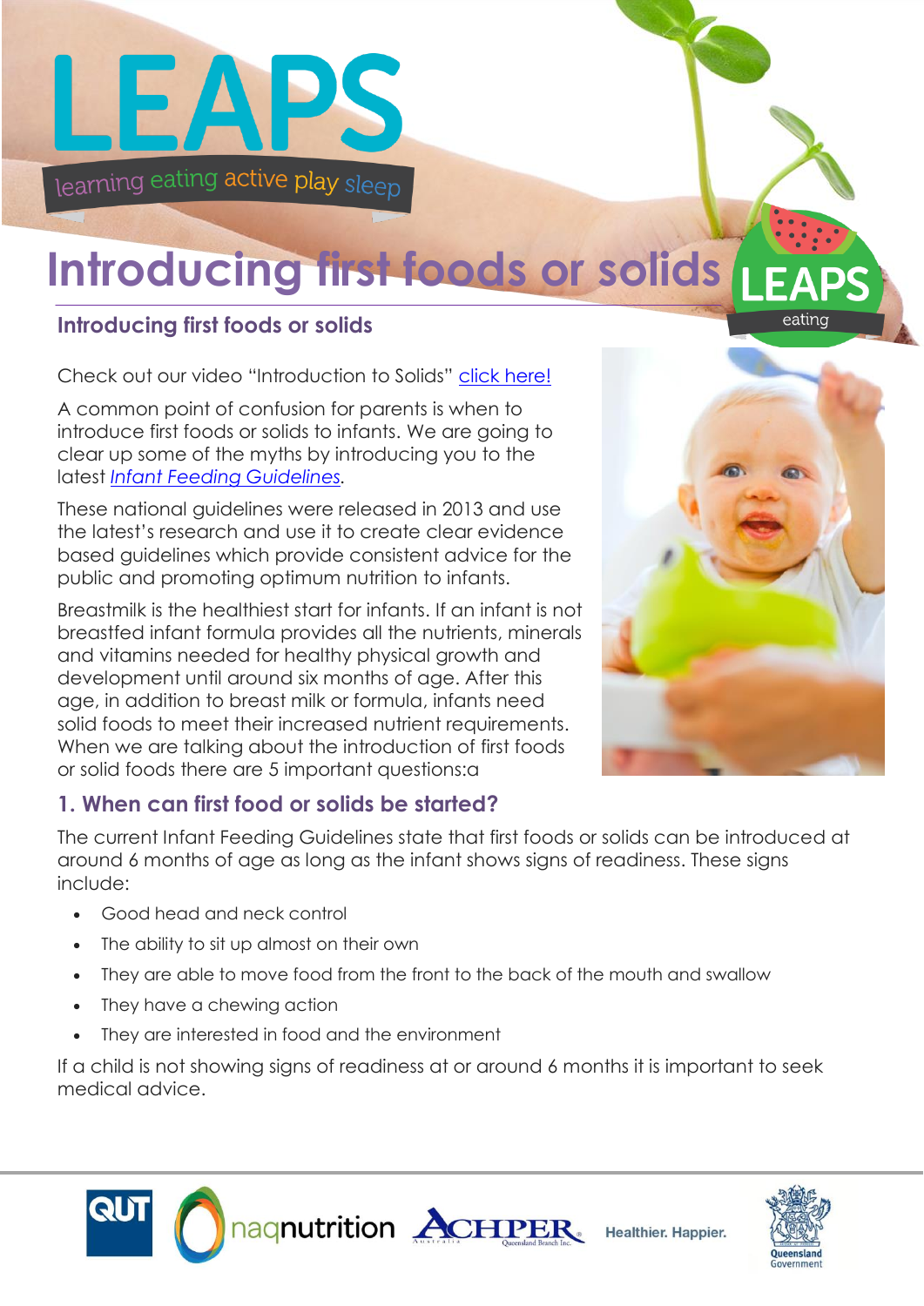# Introducing first foods or solids

## Introducing first foods or solids

Check out our video "Introduction to Solids" click here!

A common point of confusion for parents is when to introduce first foods or solids to infants. We are going to clear up some of the myths by introducing you to the latest *Infant Feeding Guidelines*.

These national guidelines were released in 2013 and use the latest's research and use it to create clear evidence based guidelines which provide consistent advice for the public and promoting optimum nutrition to infants.

Breastmilk is the healthiest start for infants. If an infant is not breastfed infant formula provides all the nutrients, minerals and vitamins needed for healthy physical growth and development until around six months of age. After this age, in addition to breast milk or formula, infants need solid foods to meet their increased nutrient requirements. When we are talking about the introduction of first foods or solid foods there are 5 important questions:a

### 1. When can first food or solids be started?

The current Infant Feeding Guidelines state that first foods or solids can be introduced at around 6 months of age as long as the infant shows signs of readiness. These signs include:

- Good head and neck control
- The ability to sit up almost on their own
- They are able to move food from the front to the back of the mouth and swallow
- They have a chewing action
- They are interested in food and the environment

If a child is not showing signs of readiness at or around 6 months it is important to seek medical advice.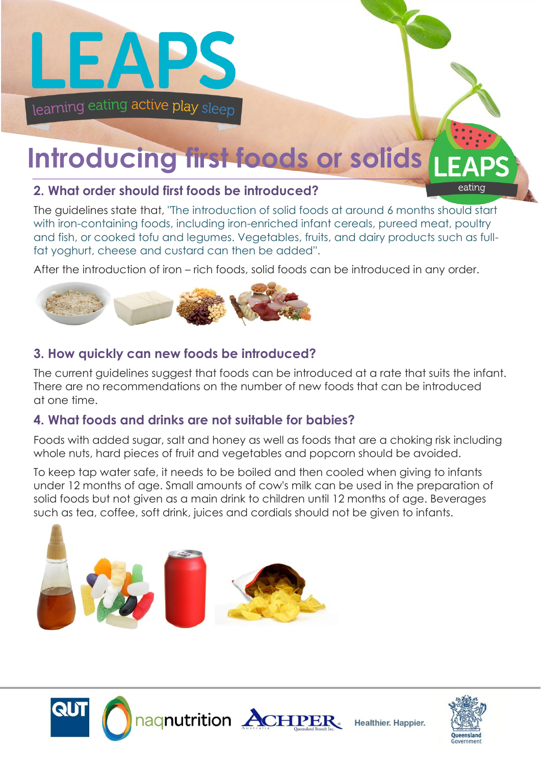# Introducing first foods or solids

## 2. What order should first foods be introduced?

The guidelines state that, "The introduction of solid foods at around 6 months should start with iron-containing foods, including iron-enriched infant cereals, pureed meat, poultry and fish, or cooked tofu and legumes. Vegetables, fruits, and dairy products such as full-fat yoghurt, cheese and custard can then be added".

After the introduction of iron – rich foods, solid foods can be introduced in any order.

## 3. How quickly can new foods be introduced?

The current guidelines suggest that foods can be introduced at a rate that suits the infant. There are no recommendations on the number of new foods that can be introduced at one time.

## 4. What foods and drinks are not suitable for babies?

Foods with added sugar, salt and honey as well as foods that are a choking risk including whole nuts, hard pieces of fruit and vegetables and popcorn should be avoided.

To keep tap water safe, it needs to be boiled and then cooled when giving to infants under 12 months of age. Small amounts of cow's milk can be used in the preparation of solid foods but not given as a main drink to children until 12 months of age. Beverages such as tea, coffee, soft drink, juices and cordials should not be given to infants.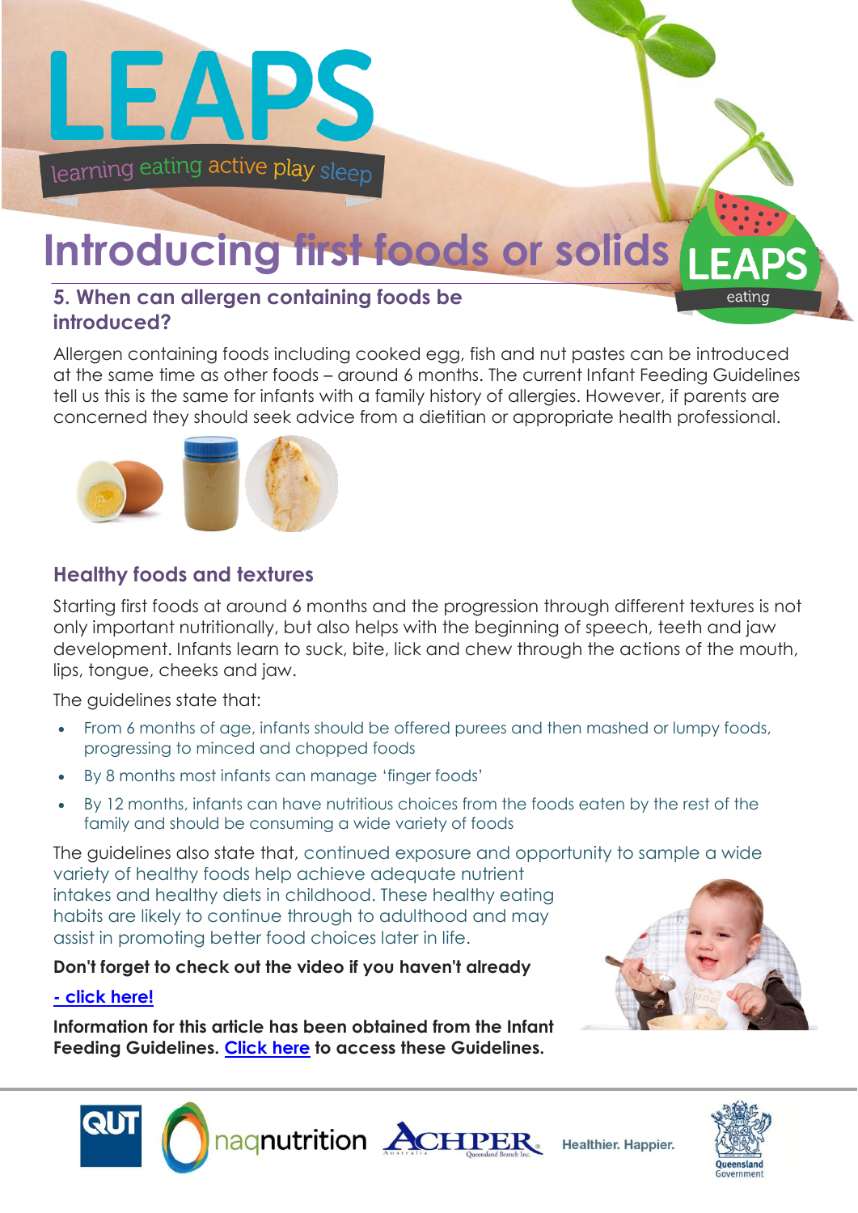# Introducing first foods or solids

## 5. When can allergen containing foods be introduced?

Allergen containing foods including cooked egg, fish and nut pastes can be introduced at the same time as other foods – around 6 months. The current Infant Feeding Guidelines tell us this is the same for infants with a family history of allergies. However, if parents are concerned they should seek advice from a dietitian or appropriate health professional.

## Healthy foods and textures

Starting first foods at around 6 months and the progression through different textures is not only important nutritionally, but also helps with the beginning of speech, teeth and jaw development. Infants learn to suck, bite, lick and chew through the actions of the mouth, lips, tongue, cheeks and jaw.

The guidelines state that:

- From 6 months of age, infants should be offered purees and then mashed or lumpy foods, progressing to minced and chopped foods
- By 8 months most infants can manage 'finger foods'
- By 12 months, infants can have nutritious choices from the foods eaten by the rest of the family and should be consuming a wide variety of foods

The guidelines also state that, continued exposure and opportunity to sample a wide variety of healthy foods help achieve adequate nutrient intakes and healthy diets in childhood. These healthy eating habits are likely to continue through to adulthood and may assist in promoting better food choices later in life.

**Don't forget to check out the video if you haven't already**

**- click here!**

**Information for this article has been obtained from the Infant Feeding Guidelines. Click here to access these Guidelines.**